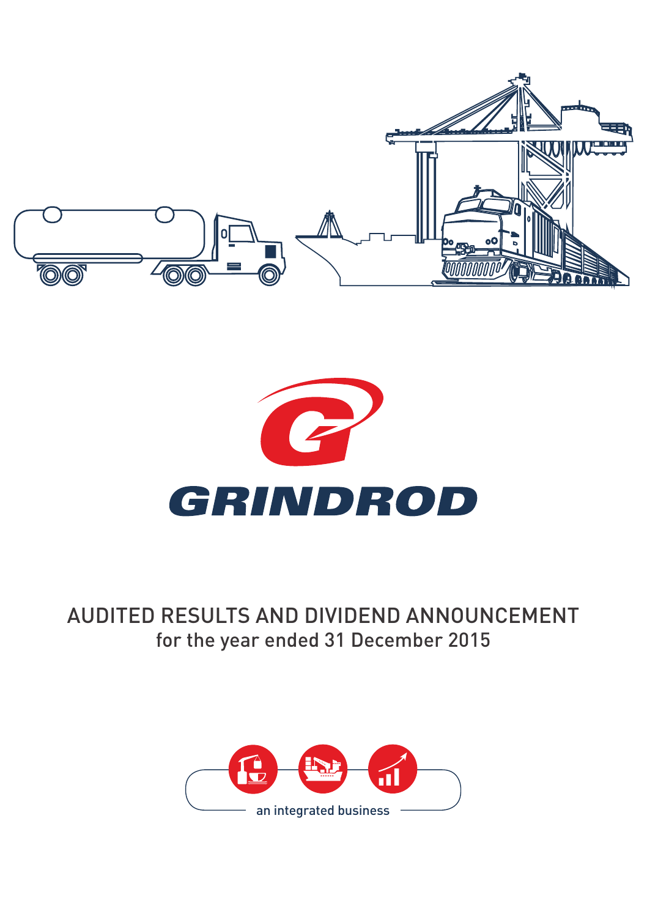# GRINDROD

## AUDITED RESULTS AND DIVIDEND ANNOUNCEMENT
for the year ended 31 December 2015

an integrated business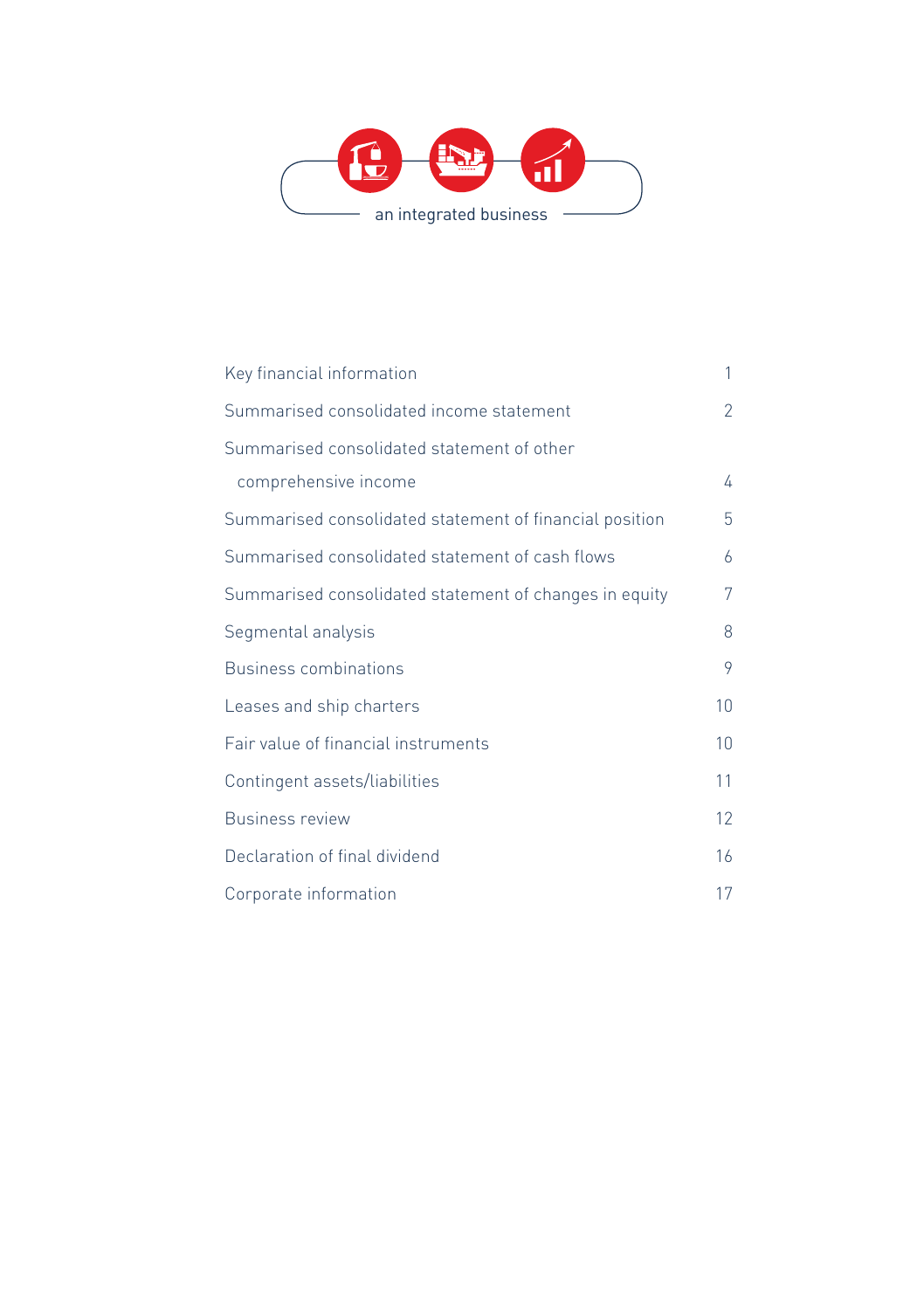an integrated business

| | |
|---|---|
| Key financial information | 1 |
| Summarised consolidated income statement | 2 |
| Summarised consolidated statement of other comprehensive income | 4 |
| Summarised consolidated statement of financial position | 5 |
| Summarised consolidated statement of cash flows | 6 |
| Summarised consolidated statement of changes in equity | 7 |
| Segmental analysis | 8 |
| Business combinations | 9 |
| Leases and ship charters | 10 |
| Fair value of financial instruments | 10 |
| Contingent assets/liabilities | 11 |
| Business review | 12 |
| Declaration of final dividend | 16 |
| Corporate information | 17 |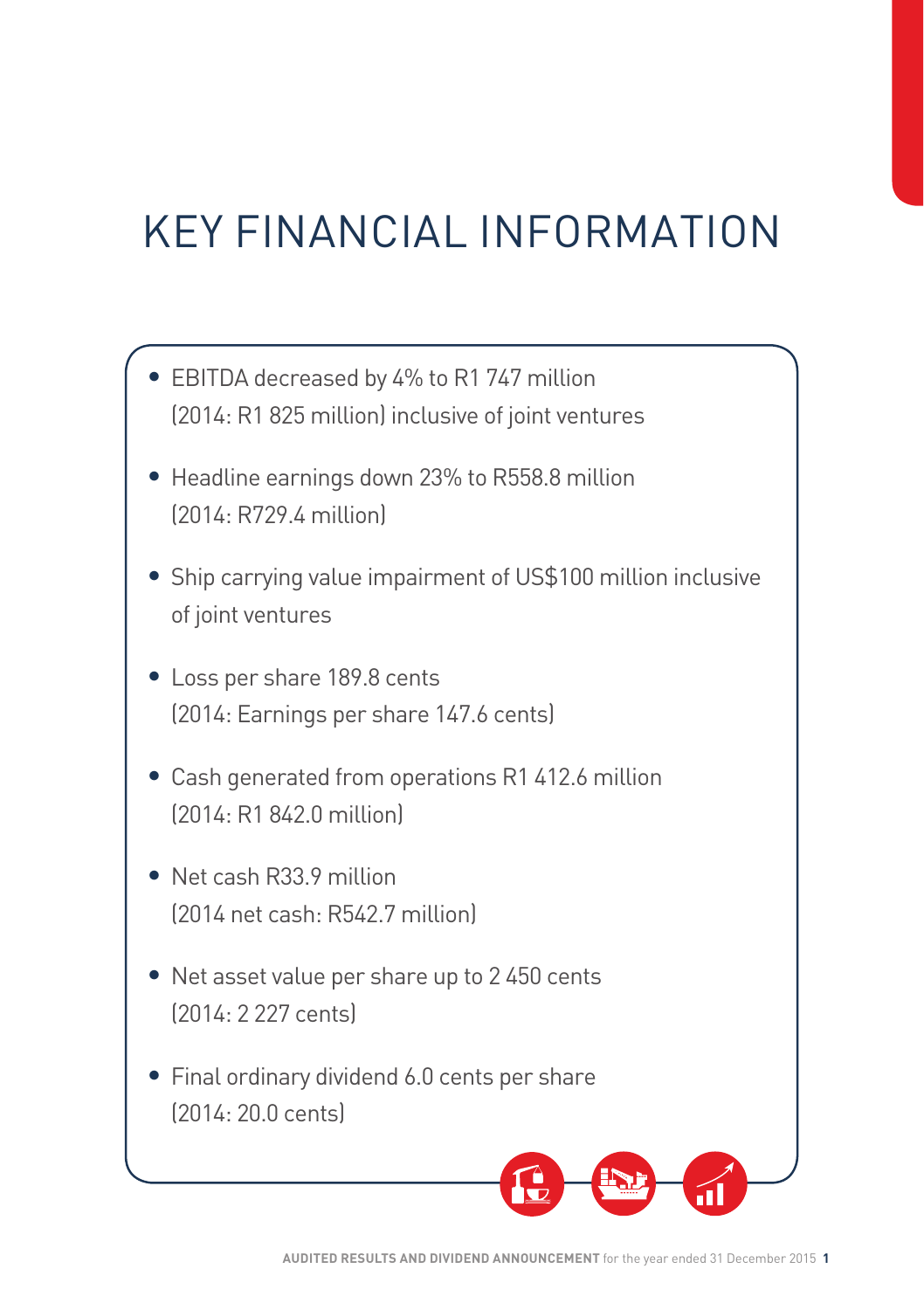# KEY FINANCIAL INFORMATION

- EBITDA decreased by 4% to R1 747 million (2014: R1 825 million) inclusive of joint ventures
- Headline earnings down 23% to R558.8 million (2014: R729.4 million)
- Ship carrying value impairment of US$100 million inclusive of joint ventures
- Loss per share 189.8 cents (2014: Earnings per share 147.6 cents)
- Cash generated from operations R1 412.6 million (2014: R1 842.0 million)
- Net cash R33.9 million (2014 net cash: R542.7 million)
- Net asset value per share up to 2 450 cents (2014: 2 227 cents)
- Final ordinary dividend 6.0 cents per share (2014: 20.0 cents)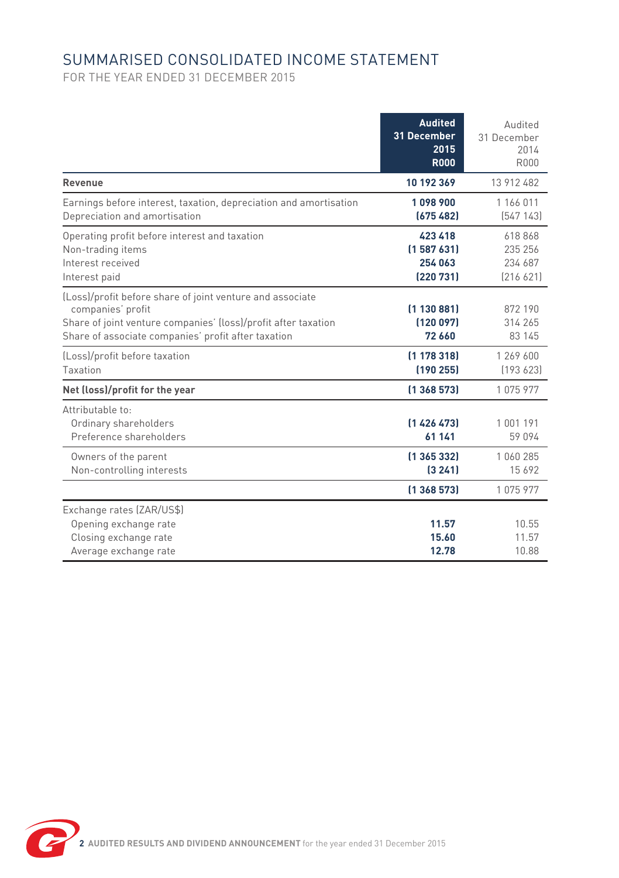# SUMMARISED CONSOLIDATED INCOME STATEMENT

FOR THE YEAR ENDED 31 DECEMBER 2015

| | Audited 31 December 2015 R000 | Audited 31 December 2014 R000 |
|---|---|---|
| **Revenue** | **10 192 369** | 13 912 482 |
| Earnings before interest, taxation, depreciation and amortisation | **1 098 900** | 1 166 011 |
| Depreciation and amortisation | **(675 482)** | (547 143) |
| Operating profit before interest and taxation | **423 418** | 618 868 |
| Non-trading items | **(1 587 631)** | 235 256 |
| Interest received | **254 063** | 234 687 |
| Interest paid | **(220 731)** | (216 621) |
| (Loss)/profit before share of joint venture and associate companies' profit | **(1 130 881)** | 872 190 |
| Share of joint venture companies' (loss)/profit after taxation | **(120 097)** | 314 265 |
| Share of associate companies' profit after taxation | **72 660** | 83 145 |
| (Loss)/profit before taxation | **(1 178 318)** | 1 269 600 |
| Taxation | **(190 255)** | (193 623) |
| **Net (loss)/profit for the year** | **(1 368 573)** | 1 075 977 |
| Attributable to: | | |
| Ordinary shareholders | **(1 426 473)** | 1 001 191 |
| Preference shareholders | **61 141** | 59 094 |
| Owners of the parent | **(1 365 332)** | 1 060 285 |
| Non-controlling interests | **(3 241)** | 15 692 |
| | **(1 368 573)** | 1 075 977 |
| Exchange rates (ZAR/US$) | | |
| Opening exchange rate | **11.57** | 10.55 |
| Closing exchange rate | **15.60** | 11.57 |
| Average exchange rate | **12.78** | 10.88 |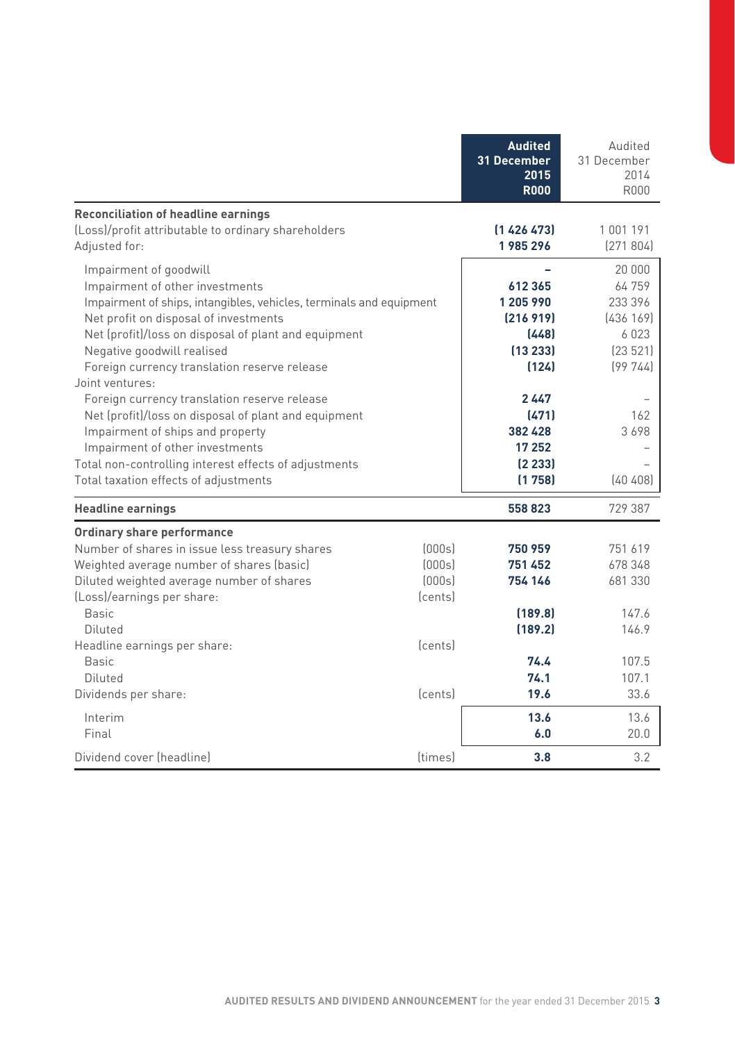| | | Audited 31 December 2015 R000 | Audited 31 December 2014 R000 |
|---|---|---|---|
| **Reconciliation of headline earnings** | | | |
| (Loss)/profit attributable to ordinary shareholders | | **(1 426 473)** | 1 001 191 |
| Adjusted for: | | **1 985 296** | (271 804) |
| Impairment of goodwill | | **–** | 20 000 |
| Impairment of other investments | | **612 365** | 64 759 |
| Impairment of ships, intangibles, vehicles, terminals and equipment | | **1 205 990** | 233 396 |
| Net profit on disposal of investments | | **(216 919)** | (436 169) |
| Net (profit)/loss on disposal of plant and equipment | | **(448)** | 6 023 |
| Negative goodwill realised | | **(13 233)** | (23 521) |
| Foreign currency translation reserve release | | **(124)** | (99 744) |
| Joint ventures: | | | |
| Foreign currency translation reserve release | | **2 447** | – |
| Net (profit)/loss on disposal of plant and equipment | | **(471)** | 162 |
| Impairment of ships and property | | **382 428** | 3 698 |
| Impairment of other investments | | **17 252** | – |
| Total non-controlling interest effects of adjustments | | **(2 233)** | – |
| Total taxation effects of adjustments | | **(1 758)** | (40 408) |
| **Headline earnings** | | **558 823** | 729 387 |
| **Ordinary share performance** | | | |
| Number of shares in issue less treasury shares | (000s) | **750 959** | 751 619 |
| Weighted average number of shares (basic) | (000s) | **751 452** | 678 348 |
| Diluted weighted average number of shares | (000s) | **754 146** | 681 330 |
| (Loss)/earnings per share: | (cents) | | |
| Basic | | **(189.8)** | 147.6 |
| Diluted | | **(189.2)** | 146.9 |
| Headline earnings per share: | (cents) | | |
| Basic | | **74.4** | 107.5 |
| Diluted | | **74.1** | 107.1 |
| Dividends per share: | (cents) | **19.6** | 33.6 |
| Interim | | **13.6** | 13.6 |
| Final | | **6.0** | 20.0 |
| Dividend cover (headline) | (times) | **3.8** | 3.2 |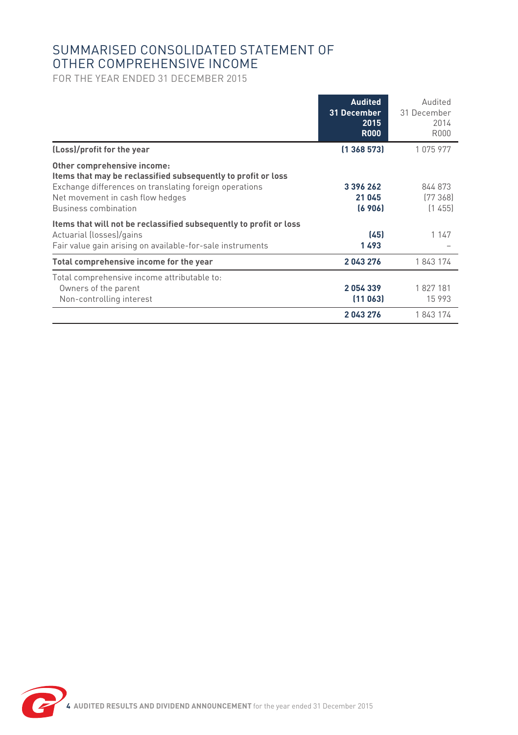# SUMMARISED CONSOLIDATED STATEMENT OF OTHER COMPREHENSIVE INCOME

FOR THE YEAR ENDED 31 DECEMBER 2015

| | **Audited 31 December 2015 R000** | Audited 31 December 2014 R000 |
|---|---|---|
| **(Loss)/profit for the year** | **(1 368 573)** | 1 075 977 |
| **Other comprehensive income:** | | |
| **Items that may be reclassified subsequently to profit or loss** | | |
| Exchange differences on translating foreign operations | **3 396 262** | 844 873 |
| Net movement in cash flow hedges | **21 045** | (77 368) |
| Business combination | **(6 906)** | (1 455) |
| **Items that will not be reclassified subsequently to profit or loss** | | |
| Actuarial (losses)/gains | **(45)** | 1 147 |
| Fair value gain arising on available-for-sale instruments | **1 493** | – |
| **Total comprehensive income for the year** | **2 043 276** | 1 843 174 |
| Total comprehensive income attributable to: | | |
| Owners of the parent | **2 054 339** | 1 827 181 |
| Non-controlling interest | **(11 063)** | 15 993 |
| | **2 043 276** | 1 843 174 |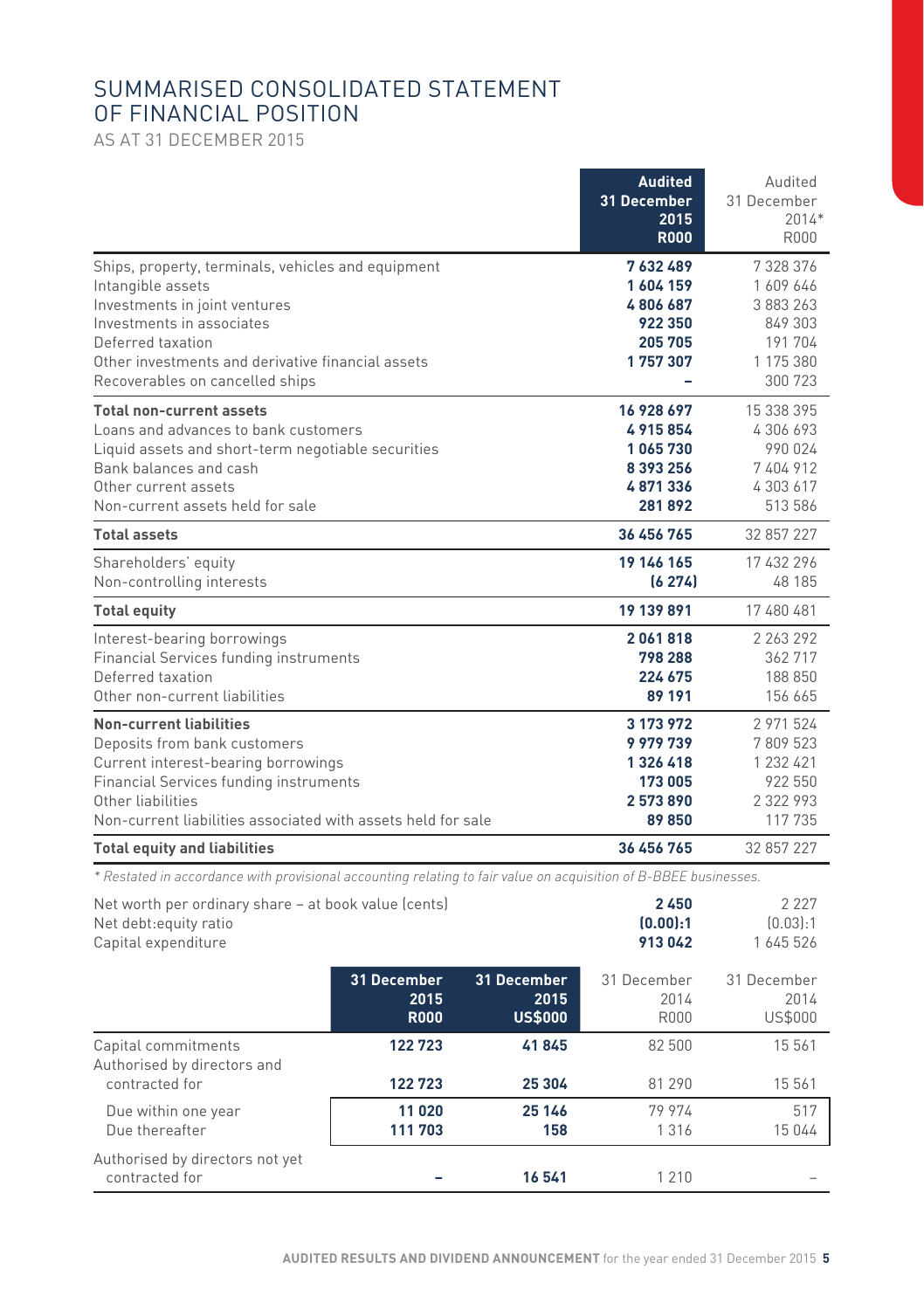# SUMMARISED CONSOLIDATED STATEMENT OF FINANCIAL POSITION

AS AT 31 DECEMBER 2015

| | **Audited 31 December 2015 R000** | Audited 31 December 2014* R000 |
|---|---|---|
| Ships, property, terminals, vehicles and equipment | **7 632 489** | 7 328 376 |
| Intangible assets | **1 604 159** | 1 609 646 |
| Investments in joint ventures | **4 806 687** | 3 883 263 |
| Investments in associates | **922 350** | 849 303 |
| Deferred taxation | **205 705** | 191 704 |
| Other investments and derivative financial assets | **1 757 307** | 1 175 380 |
| Recoverables on cancelled ships | **–** | 300 723 |
| **Total non-current assets** | **16 928 697** | 15 338 395 |
| Loans and advances to bank customers | **4 915 854** | 4 306 693 |
| Liquid assets and short-term negotiable securities | **1 065 730** | 990 024 |
| Bank balances and cash | **8 393 256** | 7 404 912 |
| Other current assets | **4 871 336** | 4 303 617 |
| Non-current assets held for sale | **281 892** | 513 586 |
| **Total assets** | **36 456 765** | 32 857 227 |
| Shareholders' equity | **19 146 165** | 17 432 296 |
| Non-controlling interests | **(6 274)** | 48 185 |
| **Total equity** | **19 139 891** | 17 480 481 |
| Interest-bearing borrowings | **2 061 818** | 2 263 292 |
| Financial Services funding instruments | **798 288** | 362 717 |
| Deferred taxation | **224 675** | 188 850 |
| Other non-current liabilities | **89 191** | 156 665 |
| **Non-current liabilities** | **3 173 972** | 2 971 524 |
| Deposits from bank customers | **9 979 739** | 7 809 523 |
| Current interest-bearing borrowings | **1 326 418** | 1 232 421 |
| Financial Services funding instruments | **173 005** | 922 550 |
| Other liabilities | **2 573 890** | 2 322 993 |
| Non-current liabilities associated with assets held for sale | **89 850** | 117 735 |
| **Total equity and liabilities** | **36 456 765** | 32 857 227 |

*\* Restated in accordance with provisional accounting relating to fair value on acquisition of B-BBEE businesses.*

| | | |
|---|---|---|
| Net worth per ordinary share – at book value (cents) | **2 450** | 2 227 |
| Net debt:equity ratio | **(0.00):1** | (0.03):1 |
| Capital expenditure | **913 042** | 1 645 526 |

| | **31 December 2015 R000** | **31 December 2015 US\$000** | 31 December 2014 R000 | 31 December 2014 US\$000 |
|---|---|---|---|---|
| Capital commitments | **122 723** | **41 845** | 82 500 | 15 561 |
| Authorised by directors and contracted for | **122 723** | **25 304** | 81 290 | 15 561 |
| Due within one year | **11 020** | **25 146** | 79 974 | 517 |
| Due thereafter | **111 703** | **158** | 1 316 | 15 044 |
| Authorised by directors not yet contracted for | **–** | **16 541** | 1 210 | – |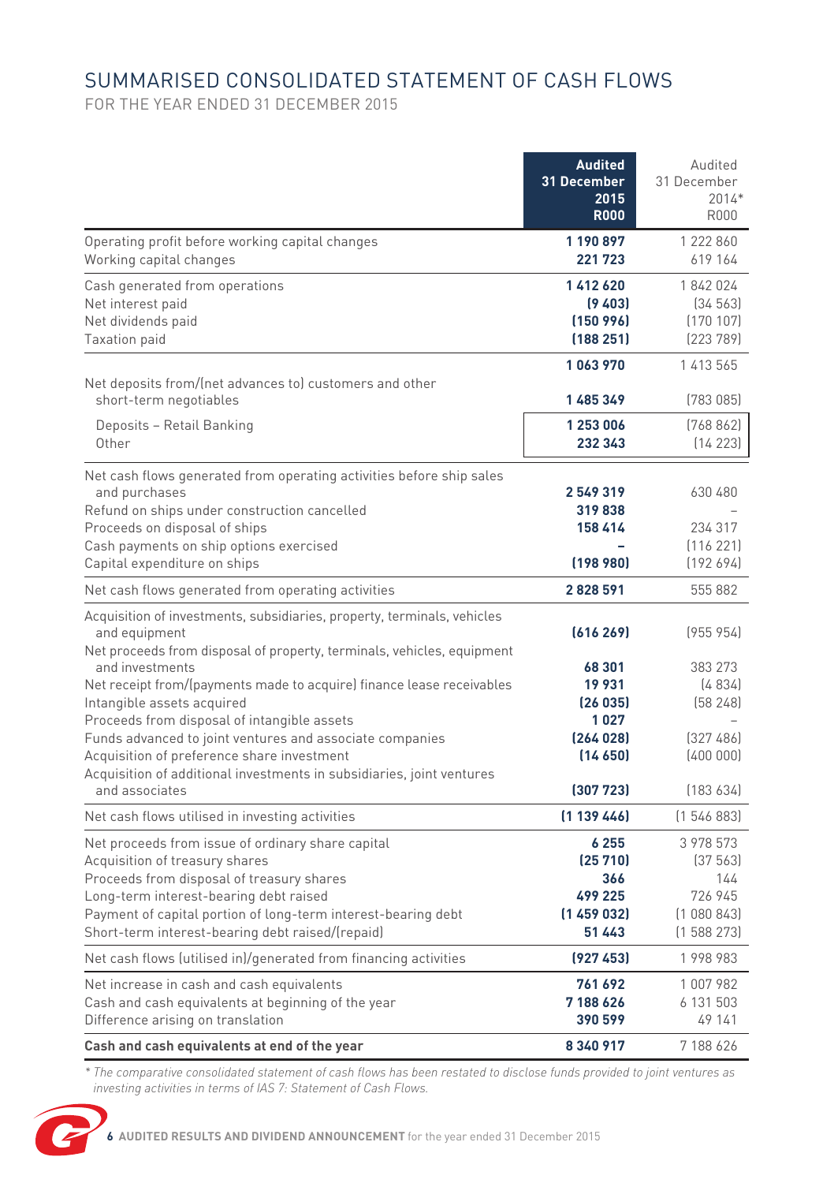# SUMMARISED CONSOLIDATED STATEMENT OF CASH FLOWS

FOR THE YEAR ENDED 31 DECEMBER 2015

| | **Audited 31 December 2015 R000** | Audited 31 December 2014* R000 |
|---|---|---|
| Operating profit before working capital changes | **1 190 897** | 1 222 860 |
| Working capital changes | **221 723** | 619 164 |
| Cash generated from operations | **1 412 620** | 1 842 024 |
| Net interest paid | **(9 403)** | (34 563) |
| Net dividends paid | **(150 996)** | (170 107) |
| Taxation paid | **(188 251)** | (223 789) |
| | **1 063 970** | 1 413 565 |
| Net deposits from/(net advances to) customers and other short-term negotiables | **1 485 349** | (783 085) |
| Deposits – Retail Banking | **1 253 006** | (768 862) |
| Other | **232 343** | (14 223) |
| Net cash flows generated from operating activities before ship sales and purchases | **2 549 319** | 630 480 |
| Refund on ships under construction cancelled | **319 838** | – |
| Proceeds on disposal of ships | **158 414** | 234 317 |
| Cash payments on ship options exercised | **–** | (116 221) |
| Capital expenditure on ships | **(198 980)** | (192 694) |
| Net cash flows generated from operating activities | **2 828 591** | 555 882 |
| Acquisition of investments, subsidiaries, property, terminals, vehicles and equipment | **(616 269)** | (955 954) |
| Net proceeds from disposal of property, terminals, vehicles, equipment and investments | **68 301** | 383 273 |
| Net receipt from/(payments made to acquire) finance lease receivables | **19 931** | (4 834) |
| Intangible assets acquired | **(26 035)** | (58 248) |
| Proceeds from disposal of intangible assets | **1 027** | – |
| Funds advanced to joint ventures and associate companies | **(264 028)** | (327 486) |
| Acquisition of preference share investment | **(14 650)** | (400 000) |
| Acquisition of additional investments in subsidiaries, joint ventures and associates | **(307 723)** | (183 634) |
| Net cash flows utilised in investing activities | **(1 139 446)** | (1 546 883) |
| Net proceeds from issue of ordinary share capital | **6 255** | 3 978 573 |
| Acquisition of treasury shares | **(25 710)** | (37 563) |
| Proceeds from disposal of treasury shares | **366** | 144 |
| Long-term interest-bearing debt raised | **499 225** | 726 945 |
| Payment of capital portion of long-term interest-bearing debt | **(1 459 032)** | (1 080 843) |
| Short-term interest-bearing debt raised/(repaid) | **51 443** | (1 588 273) |
| Net cash flows (utilised in)/generated from financing activities | **(927 453)** | 1 998 983 |
| Net increase in cash and cash equivalents | **761 692** | 1 007 982 |
| Cash and cash equivalents at beginning of the year | **7 188 626** | 6 131 503 |
| Difference arising on translation | **390 599** | 49 141 |
| **Cash and cash equivalents at end of the year** | **8 340 917** | 7 188 626 |

*\* The comparative consolidated statement of cash flows has been restated to disclose funds provided to joint ventures as investing activities in terms of IAS 7: Statement of Cash Flows.*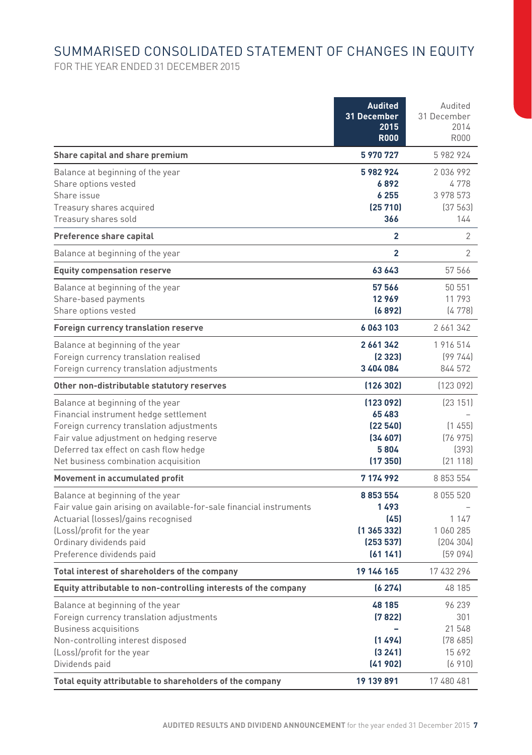# SUMMARISED CONSOLIDATED STATEMENT OF CHANGES IN EQUITY

FOR THE YEAR ENDED 31 DECEMBER 2015

| | **Audited 31 December 2015 R000** | Audited 31 December 2014 R000 |
|---|---|---|
| **Share capital and share premium** | **5 970 727** | 5 982 924 |
| Balance at beginning of the year | **5 982 924** | 2 036 992 |
| Share options vested | **6 892** | 4 778 |
| Share issue | **6 255** | 3 978 573 |
| Treasury shares acquired | **(25 710)** | (37 563) |
| Treasury shares sold | **366** | 144 |
| **Preference share capital** | **2** | 2 |
| Balance at beginning of the year | **2** | 2 |
| **Equity compensation reserve** | **63 643** | 57 566 |
| Balance at beginning of the year | **57 566** | 50 551 |
| Share-based payments | **12 969** | 11 793 |
| Share options vested | **(6 892)** | (4 778) |
| **Foreign currency translation reserve** | **6 063 103** | 2 661 342 |
| Balance at beginning of the year | **2 661 342** | 1 916 514 |
| Foreign currency translation realised | **(2 323)** | (99 744) |
| Foreign currency translation adjustments | **3 404 084** | 844 572 |
| **Other non-distributable statutory reserves** | **(126 302)** | (123 092) |
| Balance at beginning of the year | **(123 092)** | (23 151) |
| Financial instrument hedge settlement | **65 483** | – |
| Foreign currency translation adjustments | **(22 540)** | (1 455) |
| Fair value adjustment on hedging reserve | **(34 607)** | (76 975) |
| Deferred tax effect on cash flow hedge | **5 804** | (393) |
| Net business combination acquisition | **(17 350)** | (21 118) |
| **Movement in accumulated profit** | **7 174 992** | 8 853 554 |
| Balance at beginning of the year | **8 853 554** | 8 055 520 |
| Fair value gain arising on available-for-sale financial instruments | **1 493** | – |
| Actuarial (losses)/gains recognised | **(45)** | 1 147 |
| (Loss)/profit for the year | **(1 365 332)** | 1 060 285 |
| Ordinary dividends paid | **(253 537)** | (204 304) |
| Preference dividends paid | **(61 141)** | (59 094) |
| **Total interest of shareholders of the company** | **19 146 165** | 17 432 296 |
| **Equity attributable to non-controlling interests of the company** | **(6 274)** | 48 185 |
| Balance at beginning of the year | **48 185** | 96 239 |
| Foreign currency translation adjustments | **(7 822)** | 301 |
| Business acquisitions | **–** | 21 548 |
| Non-controlling interest disposed | **(1 494)** | (78 685) |
| (Loss)/profit for the year | **(3 241)** | 15 692 |
| Dividends paid | **(41 902)** | (6 910) |
| **Total equity attributable to shareholders of the company** | **19 139 891** | 17 480 481 |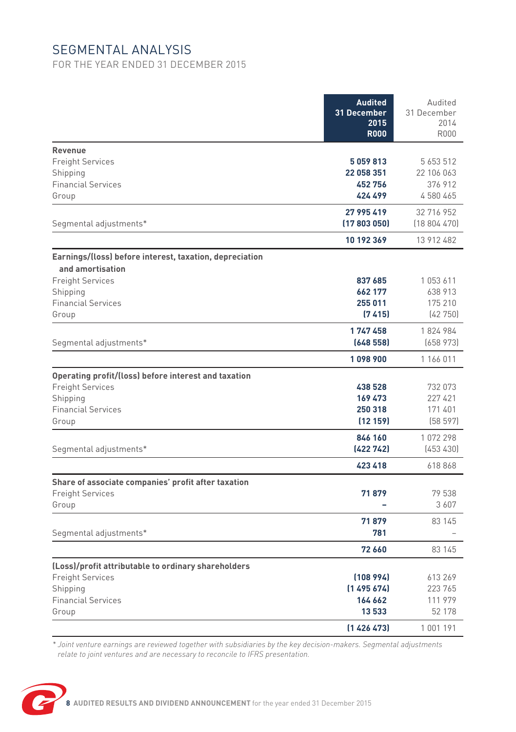# SEGMENTAL ANALYSIS

FOR THE YEAR ENDED 31 DECEMBER 2015

| | **Audited 31 December 2015 R000** | Audited 31 December 2014 R000 |
|---|---|---|
| **Revenue** | | |
| Freight Services | **5 059 813** | 5 653 512 |
| Shipping | **22 058 351** | 22 106 063 |
| Financial Services | **452 756** | 376 912 |
| Group | **424 499** | 4 580 465 |
| | **27 995 419** | 32 716 952 |
| Segmental adjustments* | **(17 803 050)** | (18 804 470) |
| | **10 192 369** | 13 912 482 |
| **Earnings/(loss) before interest, taxation, depreciation and amortisation** | | |
| Freight Services | **837 685** | 1 053 611 |
| Shipping | **662 177** | 638 913 |
| Financial Services | **255 011** | 175 210 |
| Group | **(7 415)** | (42 750) |
| | **1 747 458** | 1 824 984 |
| Segmental adjustments* | **(648 558)** | (658 973) |
| | **1 098 900** | 1 166 011 |
| **Operating profit/(loss) before interest and taxation** | | |
| Freight Services | **438 528** | 732 073 |
| Shipping | **169 473** | 227 421 |
| Financial Services | **250 318** | 171 401 |
| Group | **(12 159)** | (58 597) |
| | **846 160** | 1 072 298 |
| Segmental adjustments* | **(422 742)** | (453 430) |
| | **423 418** | 618 868 |
| **Share of associate companies' profit after taxation** | | |
| Freight Services | **71 879** | 79 538 |
| Group | **–** | 3 607 |
| | **71 879** | 83 145 |
| Segmental adjustments* | **781** | – |
| | **72 660** | 83 145 |
| **(Loss)/profit attributable to ordinary shareholders** | | |
| Freight Services | **(108 994)** | 613 269 |
| Shipping | **(1 495 674)** | 223 765 |
| Financial Services | **164 662** | 111 979 |
| Group | **13 533** | 52 178 |
| | **(1 426 473)** | 1 001 191 |

*\* Joint venture earnings are reviewed together with subsidiaries by the key decision-makers. Segmental adjustments relate to joint ventures and are necessary to reconcile to IFRS presentation.*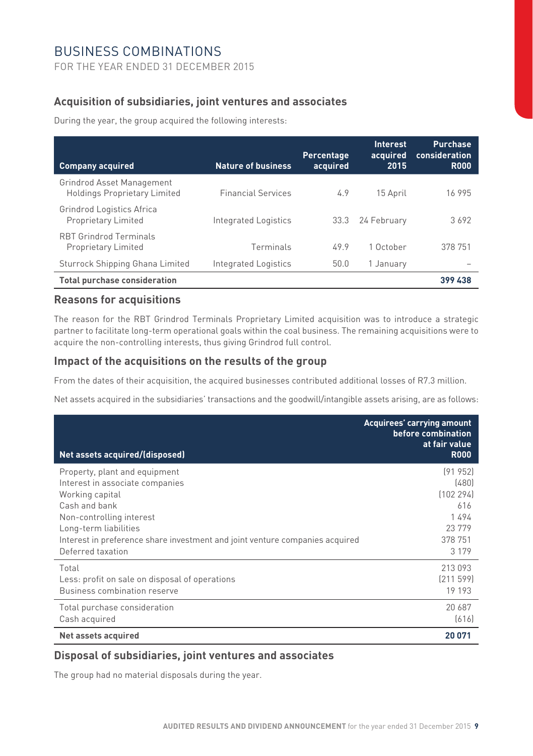# BUSINESS COMBINATIONS

FOR THE YEAR ENDED 31 DECEMBER 2015

## Acquisition of subsidiaries, joint ventures and associates

During the year, the group acquired the following interests:

| Company acquired | Nature of business | Percentage acquired | Interest acquired 2015 | Purchase consideration R000 |
|---|---|---|---|---|
| Grindrod Asset Management Holdings Proprietary Limited | Financial Services | 4.9 | 15 April | 16 995 |
| Grindrod Logistics Africa Proprietary Limited | Integrated Logistics | 33.3 | 24 February | 3 692 |
| RBT Grindrod Terminals Proprietary Limited | Terminals | 49.9 | 1 October | 378 751 |
| Sturrock Shipping Ghana Limited | Integrated Logistics | 50.0 | 1 January | – |
| **Total purchase consideration** | | | | **399 438** |

## Reasons for acquisitions

The reason for the RBT Grindrod Terminals Proprietary Limited acquisition was to introduce a strategic partner to facilitate long-term operational goals within the coal business. The remaining acquisitions were to acquire the non-controlling interests, thus giving Grindrod full control.

## Impact of the acquisitions on the results of the group

From the dates of their acquisition, the acquired businesses contributed additional losses of R7.3 million.

Net assets acquired in the subsidiaries' transactions and the goodwill/intangible assets arising, are as follows:

| Net assets acquired/(disposed) | Acquirees' carrying amount before combination at fair value R000 |
|---|---|
| Property, plant and equipment | (91 952) |
| Interest in associate companies | (480) |
| Working capital | (102 294) |
| Cash and bank | 616 |
| Non-controlling interest | 1 494 |
| Long-term liabilities | 23 779 |
| Interest in preference share investment and joint venture companies acquired | 378 751 |
| Deferred taxation | 3 179 |
| Total | 213 093 |
| Less: profit on sale on disposal of operations | (211 599) |
| Business combination reserve | 19 193 |
| Total purchase consideration | 20 687 |
| Cash acquired | (616) |
| **Net assets acquired** | **20 071** |

## Disposal of subsidiaries, joint ventures and associates

The group had no material disposals during the year.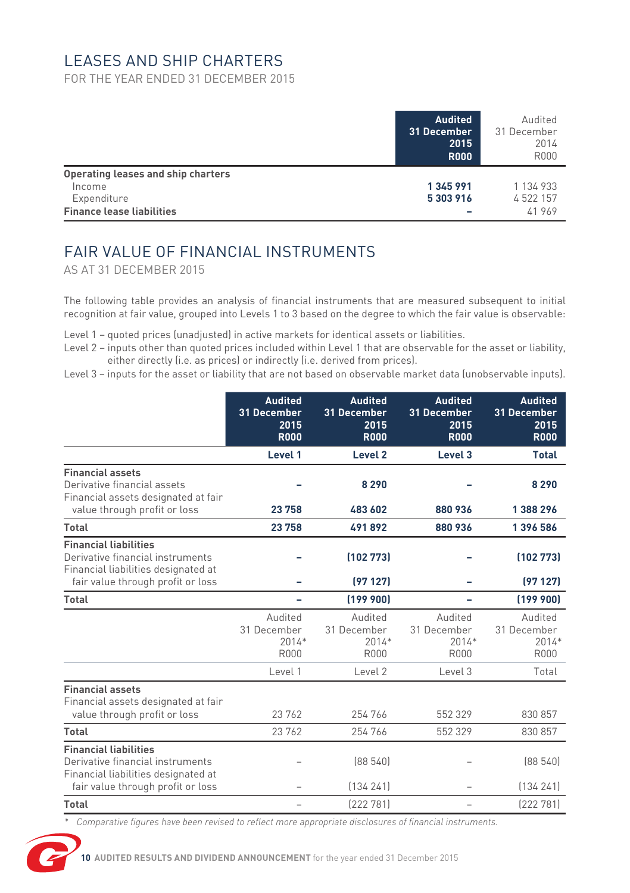## LEASES AND SHIP CHARTERS

FOR THE YEAR ENDED 31 DECEMBER 2015

| | **Audited 31 December 2015 R000** | Audited 31 December 2014 R000 |
|---|---|---|
| **Operating leases and ship charters** | | |
| Income | **1 345 991** | 1 134 933 |
| Expenditure | **5 303 916** | 4 522 157 |
| **Finance lease liabilities** | **–** | 41 969 |

## FAIR VALUE OF FINANCIAL INSTRUMENTS

AS AT 31 DECEMBER 2015

The following table provides an analysis of financial instruments that are measured subsequent to initial recognition at fair value, grouped into Levels 1 to 3 based on the degree to which the fair value is observable:

Level 1 – quoted prices (unadjusted) in active markets for identical assets or liabilities.

Level 2 – inputs other than quoted prices included within Level 1 that are observable for the asset or liability, either directly (i.e. as prices) or indirectly (i.e. derived from prices).

Level 3 – inputs for the asset or liability that are not based on observable market data (unobservable inputs).

| | **Audited 31 December 2015 R000** | **Audited 31 December 2015 R000** | **Audited 31 December 2015 R000** | **Audited 31 December 2015 R000** |
|---|---|---|---|---|
| | **Level 1** | **Level 2** | **Level 3** | **Total** |
| **Financial assets** | | | | |
| Derivative financial assets | **–** | **8 290** | **–** | **8 290** |
| Financial assets designated at fair value through profit or loss | **23 758** | **483 602** | **880 936** | **1 388 296** |
| **Total** | **23 758** | **491 892** | **880 936** | **1 396 586** |
| **Financial liabilities** | | | | |
| Derivative financial instruments | **–** | **(102 773)** | **–** | **(102 773)** |
| Financial liabilities designated at fair value through profit or loss | **–** | **(97 127)** | **–** | **(97 127)** |
| **Total** | **–** | **(199 900)** | **–** | **(199 900)** |
| | Audited 31 December 2014* R000 | Audited 31 December 2014* R000 | Audited 31 December 2014* R000 | Audited 31 December 2014* R000 |
| | Level 1 | Level 2 | Level 3 | Total |
| **Financial assets** | | | | |
| Financial assets designated at fair value through profit or loss | 23 762 | 254 766 | 552 329 | 830 857 |
| **Total** | 23 762 | 254 766 | 552 329 | 830 857 |
| **Financial liabilities** | | | | |
| Derivative financial instruments | – | (88 540) | – | (88 540) |
| Financial liabilities designated at fair value through profit or loss | – | (134 241) | – | (134 241) |
| **Total** | – | (222 781) | – | (222 781) |

\* *Comparative figures have been revised to reflect more appropriate disclosures of financial instruments.*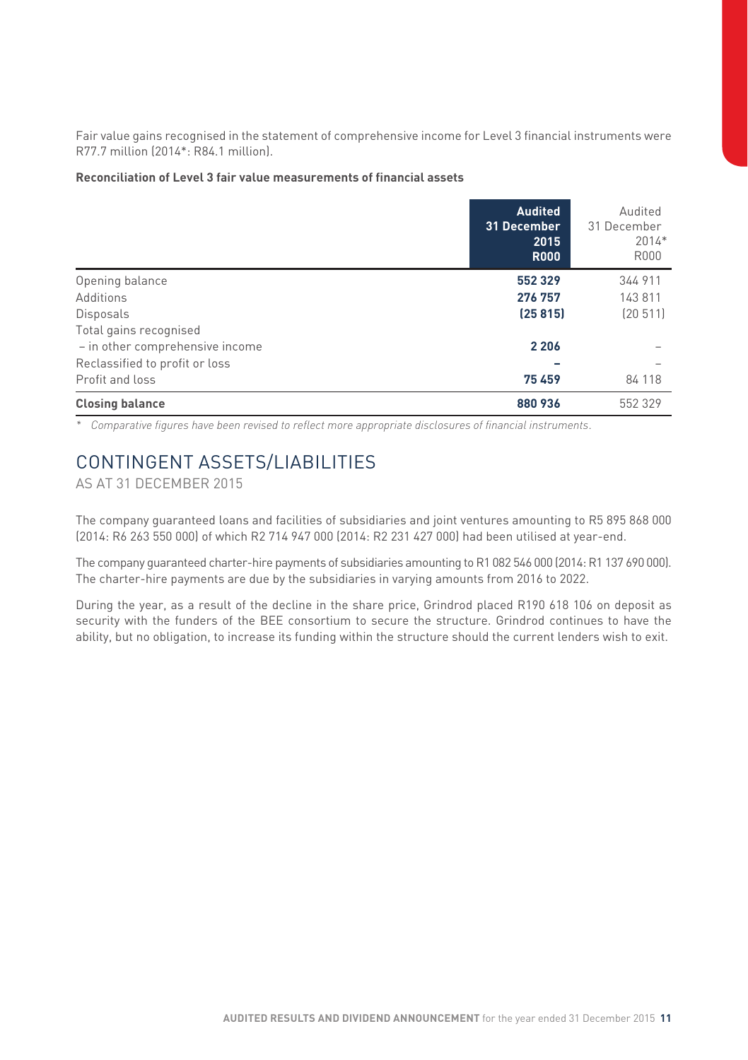Fair value gains recognised in the statement of comprehensive income for Level 3 financial instruments were R77.7 million (2014*: R84.1 million).

**Reconciliation of Level 3 fair value measurements of financial assets**

| | **Audited 31 December 2015 R000** | Audited 31 December 2014* R000 |
|---|---|---|
| Opening balance | **552 329** | 344 911 |
| Additions | **276 757** | 143 811 |
| Disposals | **(25 815)** | (20 511) |
| Total gains recognised | | |
| – in other comprehensive income | **2 206** | – |
| Reclassified to profit or loss | **–** | – |
| Profit and loss | **75 459** | 84 118 |
| **Closing balance** | **880 936** | 552 329 |

*\* Comparative figures have been revised to reflect more appropriate disclosures of financial instruments.*

## CONTINGENT ASSETS/LIABILITIES

AS AT 31 DECEMBER 2015

The company guaranteed loans and facilities of subsidiaries and joint ventures amounting to R5 895 868 000 (2014: R6 263 550 000) of which R2 714 947 000 (2014: R2 231 427 000) had been utilised at year-end.

The company guaranteed charter-hire payments of subsidiaries amounting to R1 082 546 000 (2014: R1 137 690 000). The charter-hire payments are due by the subsidiaries in varying amounts from 2016 to 2022.

During the year, as a result of the decline in the share price, Grindrod placed R190 618 106 on deposit as security with the funders of the BEE consortium to secure the structure. Grindrod continues to have the ability, but no obligation, to increase its funding within the structure should the current lenders wish to exit.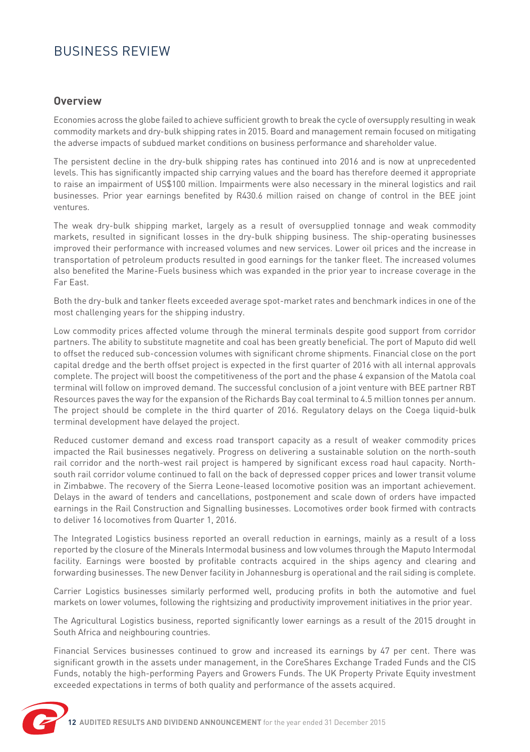# BUSINESS REVIEW

## Overview

Economies across the globe failed to achieve sufficient growth to break the cycle of oversupply resulting in weak commodity markets and dry-bulk shipping rates in 2015. Board and management remain focused on mitigating the adverse impacts of subdued market conditions on business performance and shareholder value.

The persistent decline in the dry-bulk shipping rates has continued into 2016 and is now at unprecedented levels. This has significantly impacted ship carrying values and the board has therefore deemed it appropriate to raise an impairment of US$100 million. Impairments were also necessary in the mineral logistics and rail businesses. Prior year earnings benefited by R430.6 million raised on change of control in the BEE joint ventures.

The weak dry-bulk shipping market, largely as a result of oversupplied tonnage and weak commodity markets, resulted in significant losses in the dry-bulk shipping business. The ship-operating businesses improved their performance with increased volumes and new services. Lower oil prices and the increase in transportation of petroleum products resulted in good earnings for the tanker fleet. The increased volumes also benefited the Marine-Fuels business which was expanded in the prior year to increase coverage in the Far East.

Both the dry-bulk and tanker fleets exceeded average spot-market rates and benchmark indices in one of the most challenging years for the shipping industry.

Low commodity prices affected volume through the mineral terminals despite good support from corridor partners. The ability to substitute magnetite and coal has been greatly beneficial. The port of Maputo did well to offset the reduced sub-concession volumes with significant chrome shipments. Financial close on the port capital dredge and the berth offset project is expected in the first quarter of 2016 with all internal approvals complete. The project will boost the competitiveness of the port and the phase 4 expansion of the Matola coal terminal will follow on improved demand. The successful conclusion of a joint venture with BEE partner RBT Resources paves the way for the expansion of the Richards Bay coal terminal to 4.5 million tonnes per annum. The project should be complete in the third quarter of 2016. Regulatory delays on the Coega liquid-bulk terminal development have delayed the project.

Reduced customer demand and excess road transport capacity as a result of weaker commodity prices impacted the Rail businesses negatively. Progress on delivering a sustainable solution on the north-south rail corridor and the north-west rail project is hampered by significant excess road haul capacity. North-south rail corridor volume continued to fall on the back of depressed copper prices and lower transit volume in Zimbabwe. The recovery of the Sierra Leone-leased locomotive position was an important achievement. Delays in the award of tenders and cancellations, postponement and scale down of orders have impacted earnings in the Rail Construction and Signalling businesses. Locomotives order book firmed with contracts to deliver 16 locomotives from Quarter 1, 2016.

The Integrated Logistics business reported an overall reduction in earnings, mainly as a result of a loss reported by the closure of the Minerals Intermodal business and low volumes through the Maputo Intermodal facility. Earnings were boosted by profitable contracts acquired in the ships agency and clearing and forwarding businesses. The new Denver facility in Johannesburg is operational and the rail siding is complete.

Carrier Logistics businesses similarly performed well, producing profits in both the automotive and fuel markets on lower volumes, following the rightsizing and productivity improvement initiatives in the prior year.

The Agricultural Logistics business, reported significantly lower earnings as a result of the 2015 drought in South Africa and neighbouring countries.

Financial Services businesses continued to grow and increased its earnings by 47 per cent. There was significant growth in the assets under management, in the CoreShares Exchange Traded Funds and the CIS Funds, notably the high-performing Payers and Growers Funds. The UK Property Private Equity investment exceeded expectations in terms of both quality and performance of the assets acquired.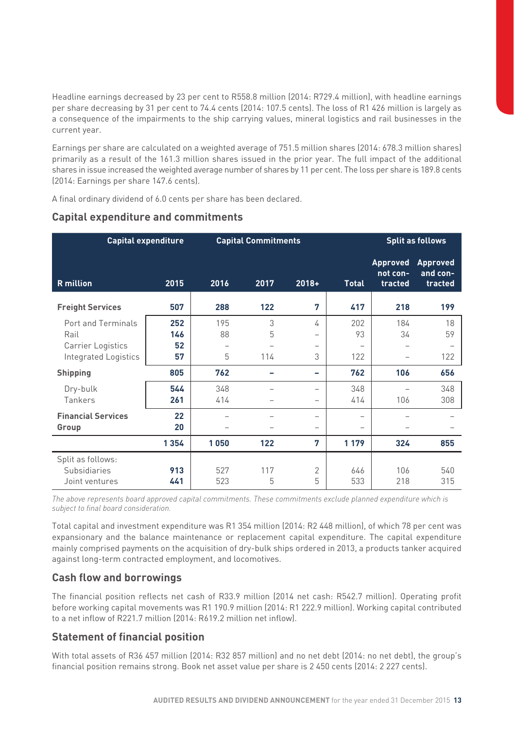Headline earnings decreased by 23 per cent to R558.8 million (2014: R729.4 million), with headline earnings per share decreasing by 31 per cent to 74.4 cents (2014: 107.5 cents). The loss of R1 426 million is largely as a consequence of the impairments to the ship carrying values, mineral logistics and rail businesses in the current year.

Earnings per share are calculated on a weighted average of 751.5 million shares (2014: 678.3 million shares) primarily as a result of the 161.3 million shares issued in the prior year. The full impact of the additional shares in issue increased the weighted average number of shares by 11 per cent. The loss per share is 189.8 cents (2014: Earnings per share 147.6 cents).

A final ordinary dividend of 6.0 cents per share has been declared.

## Capital expenditure and commitments

| Capital expenditure | | Capital Commitments | | | | Split as follows | |
|---|---|---|---|---|---|---|---|
| **R million** | **2015** | **2016** | **2017** | **2018+** | **Total** | **Approved not contracted** | **Approved and contracted** |
| **Freight Services** | **507** | **288** | **122** | **7** | **417** | **218** | **199** |
| Port and Terminals | **252** | 195 | 3 | 4 | 202 | 184 | 18 |
| Rail | **146** | 88 | 5 | – | 93 | 34 | 59 |
| Carrier Logistics | **52** | – | – | – | – | – | – |
| Integrated Logistics | **57** | 5 | 114 | 3 | 122 | – | 122 |
| **Shipping** | **805** | **762** | **–** | **–** | **762** | **106** | **656** |
| Dry-bulk | **544** | 348 | – | – | 348 | – | 348 |
| Tankers | **261** | 414 | – | – | 414 | 106 | 308 |
| **Financial Services** | **22** | – | – | – | – | – | – |
| **Group** | **20** | – | – | – | – | – | – |
| | **1 354** | **1 050** | **122** | **7** | **1 179** | **324** | **855** |
| Split as follows: | | | | | | | |
| Subsidiaries | **913** | 527 | 117 | 2 | 646 | 106 | 540 |
| Joint ventures | **441** | 523 | 5 | 5 | 533 | 218 | 315 |

*The above represents board approved capital commitments. These commitments exclude planned expenditure which is subject to final board consideration.*

Total capital and investment expenditure was R1 354 million (2014: R2 448 million), of which 78 per cent was expansionary and the balance maintenance or replacement capital expenditure. The capital expenditure mainly comprised payments on the acquisition of dry-bulk ships ordered in 2013, a products tanker acquired against long-term contracted employment, and locomotives.

## Cash flow and borrowings

The financial position reflects net cash of R33.9 million (2014 net cash: R542.7 million). Operating profit before working capital movements was R1 190.9 million (2014: R1 222.9 million). Working capital contributed to a net inflow of R221.7 million (2014: R619.2 million net inflow).

## Statement of financial position

With total assets of R36 457 million (2014: R32 857 million) and no net debt (2014: no net debt), the group's financial position remains strong. Book net asset value per share is 2 450 cents (2014: 2 227 cents).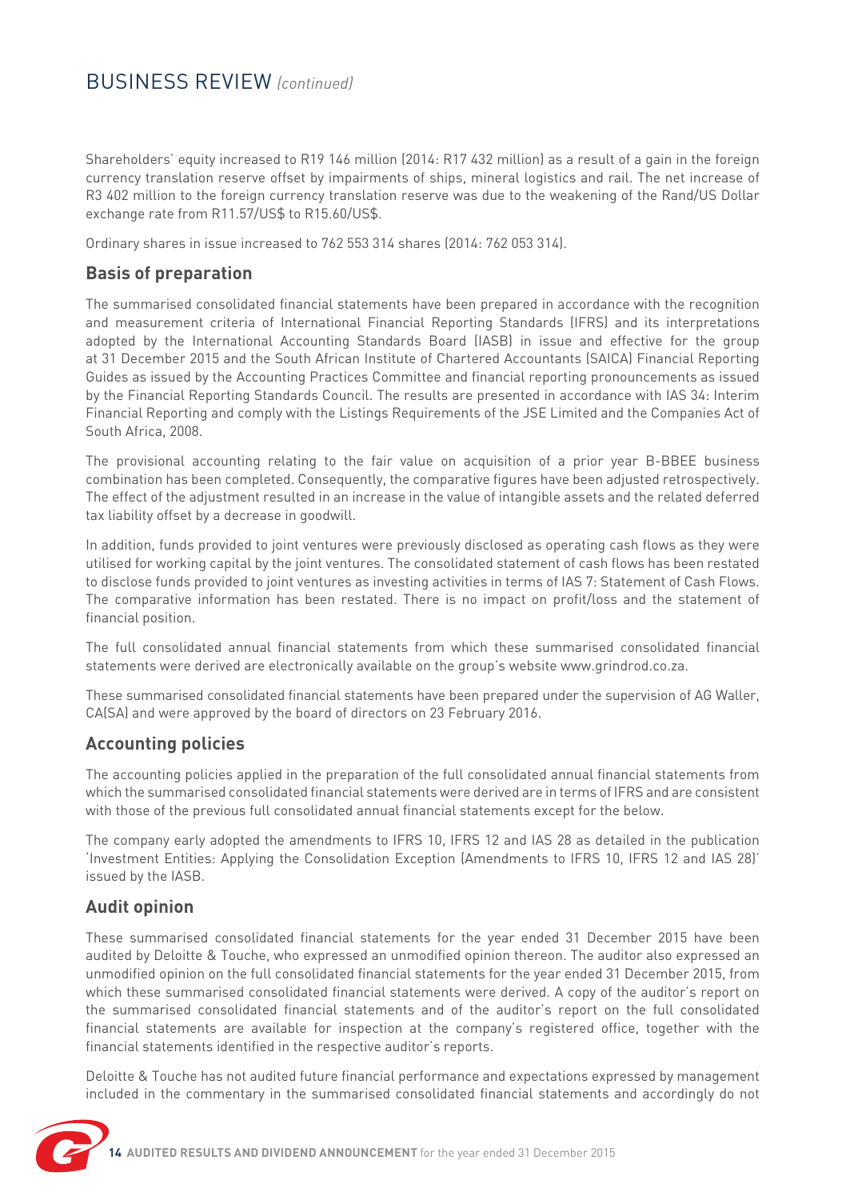# BUSINESS REVIEW *(continued)*

Shareholders' equity increased to R19 146 million (2014: R17 432 million) as a result of a gain in the foreign currency translation reserve offset by impairments of ships, mineral logistics and rail. The net increase of R3 402 million to the foreign currency translation reserve was due to the weakening of the Rand/US Dollar exchange rate from R11.57/US$ to R15.60/US$.

Ordinary shares in issue increased to 762 553 314 shares (2014: 762 053 314).

## Basis of preparation

The summarised consolidated financial statements have been prepared in accordance with the recognition and measurement criteria of International Financial Reporting Standards (IFRS) and its interpretations adopted by the International Accounting Standards Board (IASB) in issue and effective for the group at 31 December 2015 and the South African Institute of Chartered Accountants (SAICA) Financial Reporting Guides as issued by the Accounting Practices Committee and financial reporting pronouncements as issued by the Financial Reporting Standards Council. The results are presented in accordance with IAS 34: Interim Financial Reporting and comply with the Listings Requirements of the JSE Limited and the Companies Act of South Africa, 2008.

The provisional accounting relating to the fair value on acquisition of a prior year B-BBEE business combination has been completed. Consequently, the comparative figures have been adjusted retrospectively. The effect of the adjustment resulted in an increase in the value of intangible assets and the related deferred tax liability offset by a decrease in goodwill.

In addition, funds provided to joint ventures were previously disclosed as operating cash flows as they were utilised for working capital by the joint ventures. The consolidated statement of cash flows has been restated to disclose funds provided to joint ventures as investing activities in terms of IAS 7: Statement of Cash Flows. The comparative information has been restated. There is no impact on profit/loss and the statement of financial position.

The full consolidated annual financial statements from which these summarised consolidated financial statements were derived are electronically available on the group's website www.grindrod.co.za.

These summarised consolidated financial statements have been prepared under the supervision of AG Waller, CA(SA) and were approved by the board of directors on 23 February 2016.

## Accounting policies

The accounting policies applied in the preparation of the full consolidated annual financial statements from which the summarised consolidated financial statements were derived are in terms of IFRS and are consistent with those of the previous full consolidated annual financial statements except for the below.

The company early adopted the amendments to IFRS 10, IFRS 12 and IAS 28 as detailed in the publication 'Investment Entities: Applying the Consolidation Exception (Amendments to IFRS 10, IFRS 12 and IAS 28)' issued by the IASB.

## Audit opinion

These summarised consolidated financial statements for the year ended 31 December 2015 have been audited by Deloitte & Touche, who expressed an unmodified opinion thereon. The auditor also expressed an unmodified opinion on the full consolidated financial statements for the year ended 31 December 2015, from which these summarised consolidated financial statements were derived. A copy of the auditor's report on the summarised consolidated financial statements and of the auditor's report on the full consolidated financial statements are available for inspection at the company's registered office, together with the financial statements identified in the respective auditor's reports.

Deloitte & Touche has not audited future financial performance and expectations expressed by management included in the commentary in the summarised consolidated financial statements and accordingly do not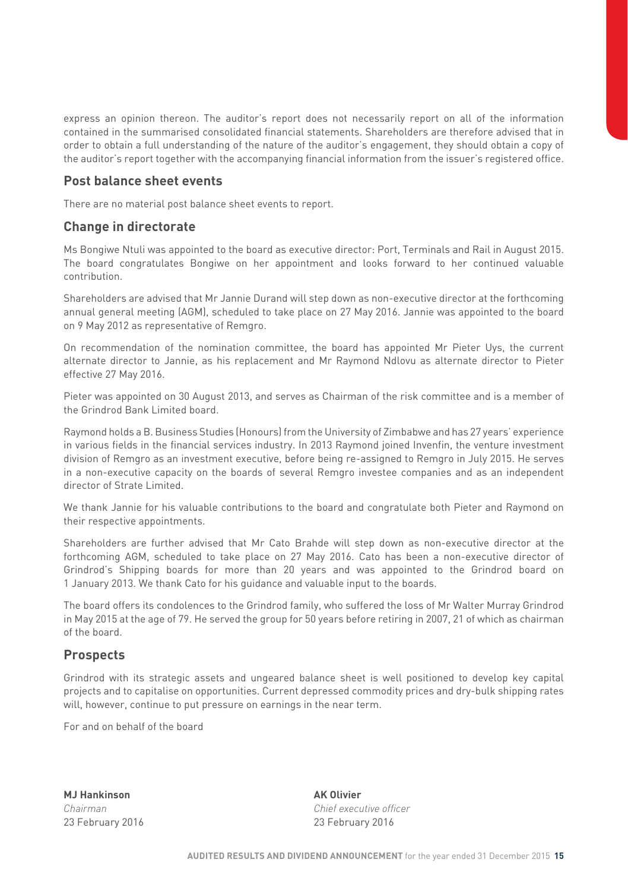express an opinion thereon. The auditor's report does not necessarily report on all of the information contained in the summarised consolidated financial statements. Shareholders are therefore advised that in order to obtain a full understanding of the nature of the auditor's engagement, they should obtain a copy of the auditor's report together with the accompanying financial information from the issuer's registered office.

## Post balance sheet events

There are no material post balance sheet events to report.

## Change in directorate

Ms Bongiwe Ntuli was appointed to the board as executive director: Port, Terminals and Rail in August 2015. The board congratulates Bongiwe on her appointment and looks forward to her continued valuable contribution.

Shareholders are advised that Mr Jannie Durand will step down as non-executive director at the forthcoming annual general meeting (AGM), scheduled to take place on 27 May 2016. Jannie was appointed to the board on 9 May 2012 as representative of Remgro.

On recommendation of the nomination committee, the board has appointed Mr Pieter Uys, the current alternate director to Jannie, as his replacement and Mr Raymond Ndlovu as alternate director to Pieter effective 27 May 2016.

Pieter was appointed on 30 August 2013, and serves as Chairman of the risk committee and is a member of the Grindrod Bank Limited board.

Raymond holds a B. Business Studies (Honours) from the University of Zimbabwe and has 27 years' experience in various fields in the financial services industry. In 2013 Raymond joined Invenfin, the venture investment division of Remgro as an investment executive, before being re-assigned to Remgro in July 2015. He serves in a non-executive capacity on the boards of several Remgro investee companies and as an independent director of Strate Limited.

We thank Jannie for his valuable contributions to the board and congratulate both Pieter and Raymond on their respective appointments.

Shareholders are further advised that Mr Cato Brahde will step down as non-executive director at the forthcoming AGM, scheduled to take place on 27 May 2016. Cato has been a non-executive director of Grindrod's Shipping boards for more than 20 years and was appointed to the Grindrod board on 1 January 2013. We thank Cato for his guidance and valuable input to the boards.

The board offers its condolences to the Grindrod family, who suffered the loss of Mr Walter Murray Grindrod in May 2015 at the age of 79. He served the group for 50 years before retiring in 2007, 21 of which as chairman of the board.

## Prospects

Grindrod with its strategic assets and ungeared balance sheet is well positioned to develop key capital projects and to capitalise on opportunities. Current depressed commodity prices and dry-bulk shipping rates will, however, continue to put pressure on earnings in the near term.

For and on behalf of the board

**MJ Hankinson**
*Chairman*
23 February 2016

**AK Olivier**
*Chief executive officer*
23 February 2016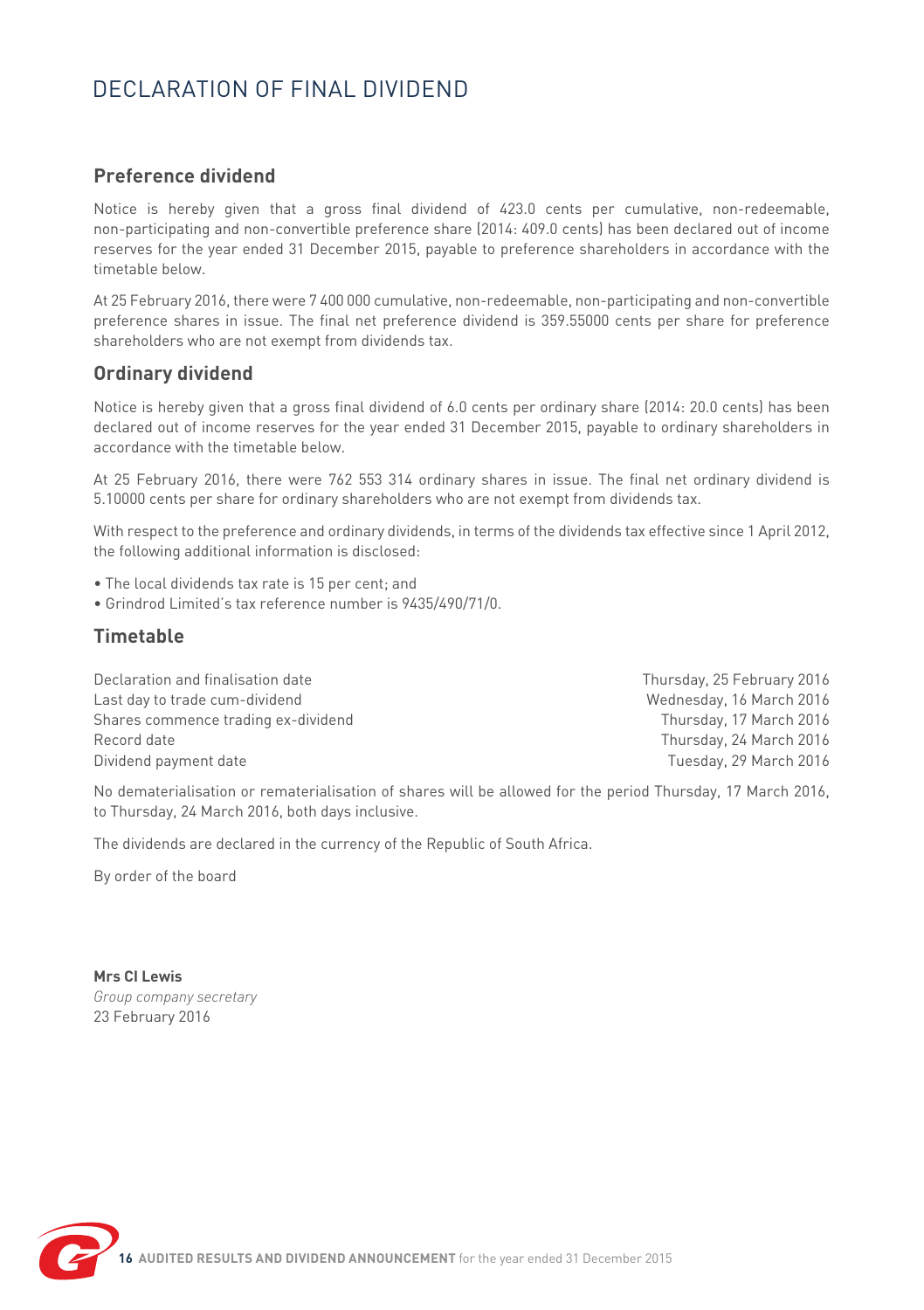# DECLARATION OF FINAL DIVIDEND

## Preference dividend

Notice is hereby given that a gross final dividend of 423.0 cents per cumulative, non-redeemable, non-participating and non-convertible preference share (2014: 409.0 cents) has been declared out of income reserves for the year ended 31 December 2015, payable to preference shareholders in accordance with the timetable below.

At 25 February 2016, there were 7 400 000 cumulative, non-redeemable, non-participating and non-convertible preference shares in issue. The final net preference dividend is 359.55000 cents per share for preference shareholders who are not exempt from dividends tax.

## Ordinary dividend

Notice is hereby given that a gross final dividend of 6.0 cents per ordinary share (2014: 20.0 cents) has been declared out of income reserves for the year ended 31 December 2015, payable to ordinary shareholders in accordance with the timetable below.

At 25 February 2016, there were 762 553 314 ordinary shares in issue. The final net ordinary dividend is 5.10000 cents per share for ordinary shareholders who are not exempt from dividends tax.

With respect to the preference and ordinary dividends, in terms of the dividends tax effective since 1 April 2012, the following additional information is disclosed:

- The local dividends tax rate is 15 per cent; and
- Grindrod Limited's tax reference number is 9435/490/71/0.

## Timetable

| | |
|---|---|
| Declaration and finalisation date | Thursday, 25 February 2016 |
| Last day to trade cum-dividend | Wednesday, 16 March 2016 |
| Shares commence trading ex-dividend | Thursday, 17 March 2016 |
| Record date | Thursday, 24 March 2016 |
| Dividend payment date | Tuesday, 29 March 2016 |

No dematerialisation or rematerialisation of shares will be allowed for the period Thursday, 17 March 2016, to Thursday, 24 March 2016, both days inclusive.

The dividends are declared in the currency of the Republic of South Africa.

By order of the board

**Mrs CI Lewis**
*Group company secretary*
23 February 2016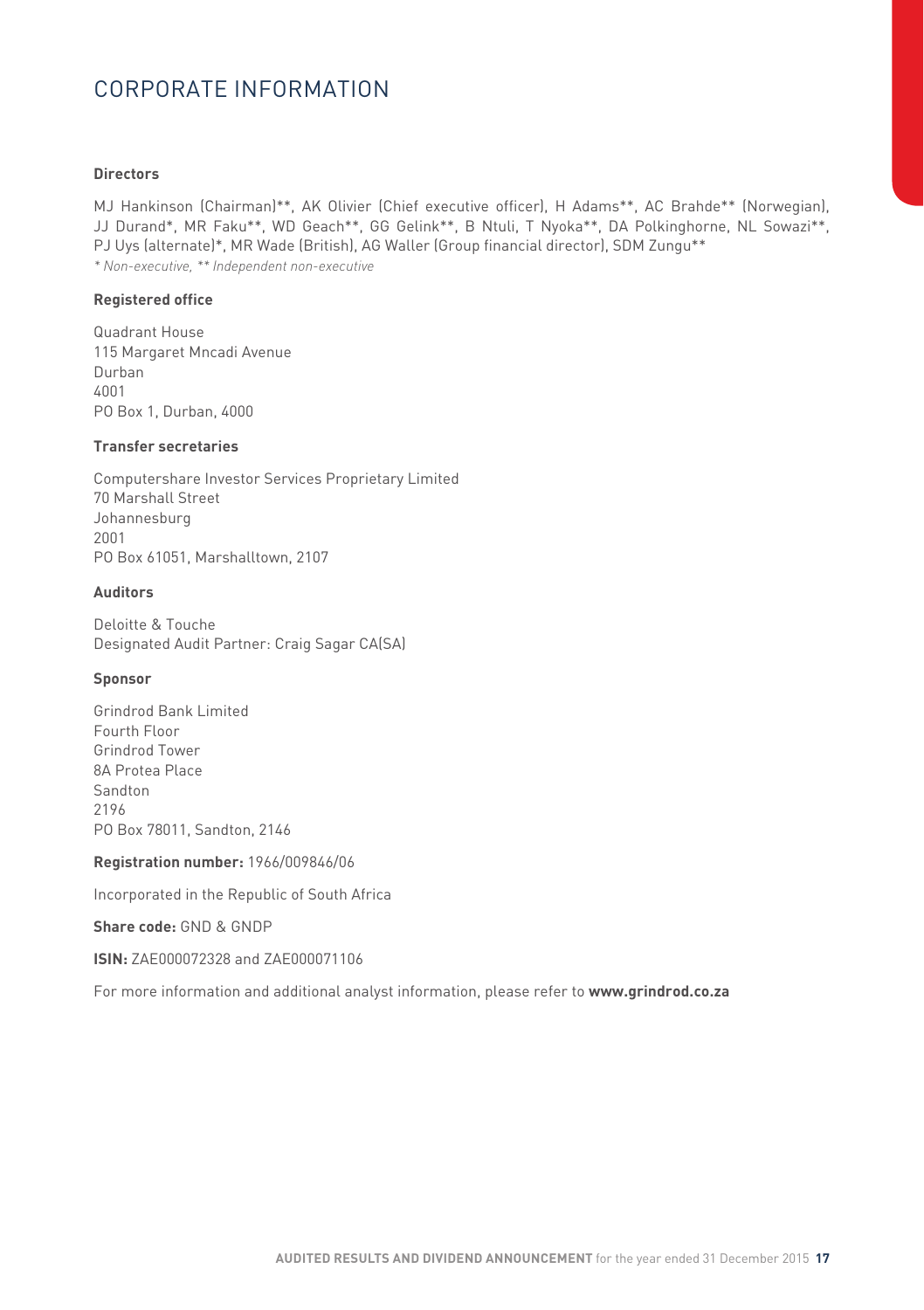# CORPORATE INFORMATION

**Directors**

MJ Hankinson (Chairman)**, AK Olivier (Chief executive officer), H Adams**, AC Brahde** (Norwegian), JJ Durand*, MR Faku**, WD Geach**, GG Gelink**, B Ntuli, T Nyoka**, DA Polkinghorne, NL Sowazi**, PJ Uys (alternate)*, MR Wade (British), AG Waller (Group financial director), SDM Zungu**

*\* Non-executive, \*\* Independent non-executive*

**Registered office**

Quadrant House
115 Margaret Mncadi Avenue
Durban
4001
PO Box 1, Durban, 4000

**Transfer secretaries**

Computershare Investor Services Proprietary Limited
70 Marshall Street
Johannesburg
2001
PO Box 61051, Marshalltown, 2107

**Auditors**

Deloitte & Touche
Designated Audit Partner: Craig Sagar CA(SA)

**Sponsor**

Grindrod Bank Limited
Fourth Floor
Grindrod Tower
8A Protea Place
Sandton
2196
PO Box 78011, Sandton, 2146

**Registration number:** 1966/009846/06

Incorporated in the Republic of South Africa

**Share code:** GND & GNDP

**ISIN:** ZAE000072328 and ZAE000071106

For more information and additional analyst information, please refer to **www.grindrod.co.za**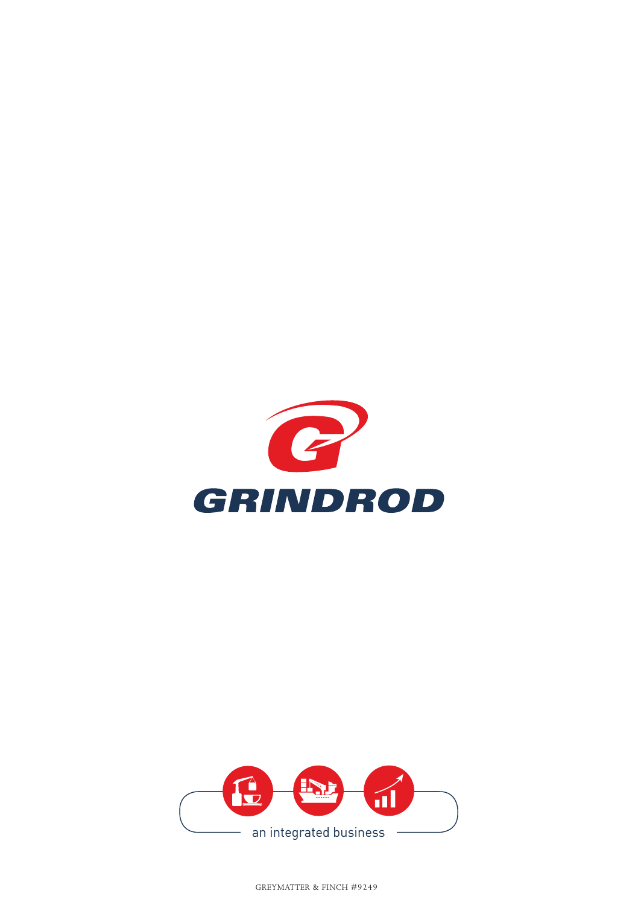GRINDROD

an integrated business

GREYMATTER & FINCH #9249